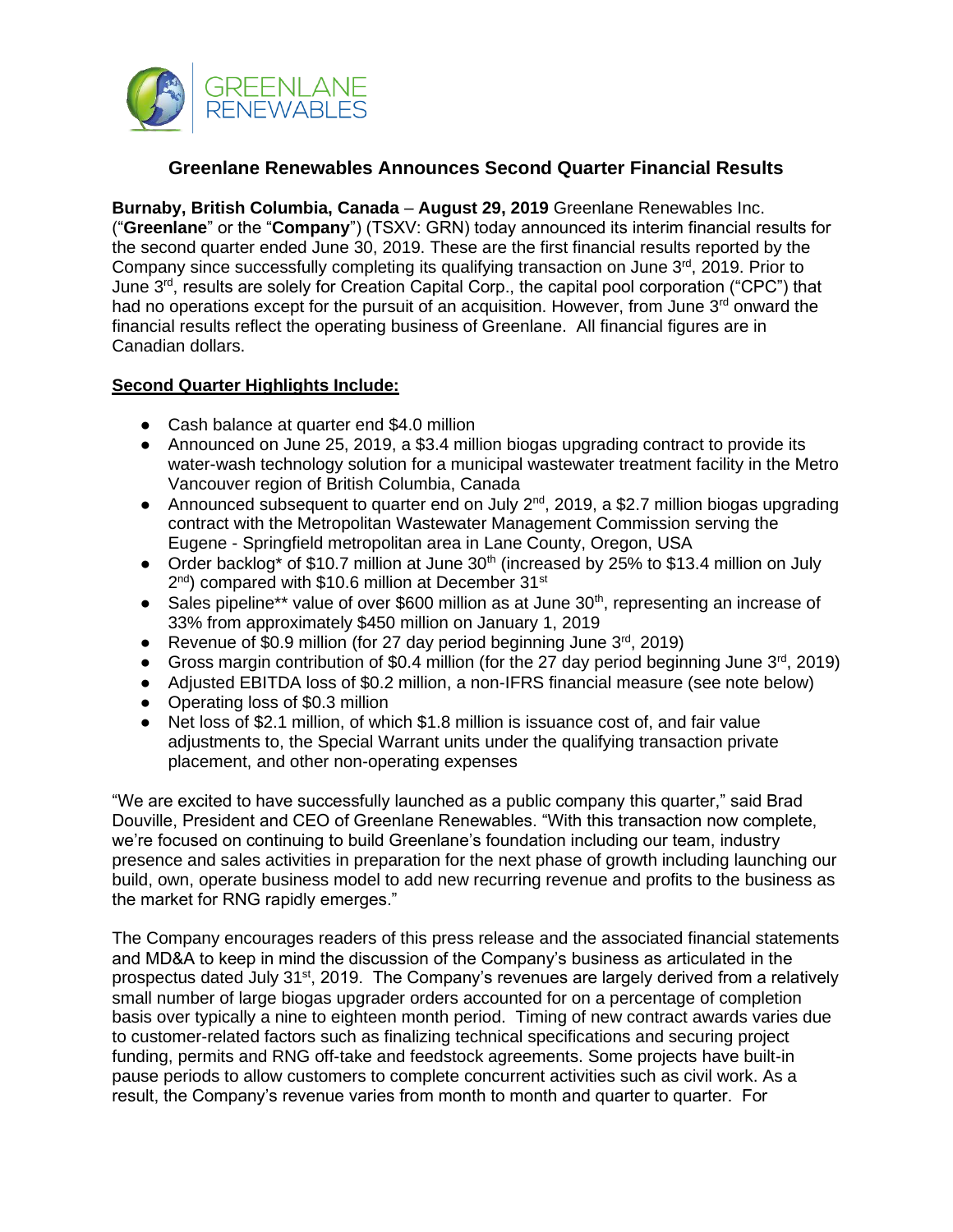# Greenlane Renewables Announces Second Quarter Financial Results

**Burnaby, British Columbia, Canada** – **August 29, 2019** Greenlane Renewables Inc. ("**Greenlane**" or the "**Company**") (TSXV: GRN) today announced its interim financial results for the second quarter ended June 30, 2019. These are the first financial results reported by the Company since successfully completing its qualifying transaction on June 3rd, 2019. Prior to June 3rd, results are solely for Creation Capital Corp., the capital pool corporation ("CPC") that had no operations except for the pursuit of an acquisition. However, from June 3rd onward the financial results reflect the operating business of Greenlane. All financial figures are in Canadian dollars.

## Second Quarter Highlights Include:

- Cash balance at quarter end $4.0 million
- Announced on June 25, 2019, a $3.4 million biogas upgrading contract to provide its water-wash technology solution for a municipal wastewater treatment facility in the Metro Vancouver region of British Columbia, Canada
- Announced subsequent to quarter end on July 2nd, 2019, a $2.7 million biogas upgrading contract with the Metropolitan Wastewater Management Commission serving the Eugene - Springfield metropolitan area in Lane County, Oregon, USA
- Order backlog* of $10.7 million at June 30th (increased by 25% to $13.4 million on July 2nd) compared with $10.6 million at December 31st
- Sales pipeline** value of over $600 million as at June 30th, representing an increase of 33% from approximately $450 million on January 1, 2019
- Revenue of $0.9 million (for 27 day period beginning June 3rd, 2019)
- Gross margin contribution of $0.4 million (for the 27 day period beginning June 3rd, 2019)
- Adjusted EBITDA loss of $0.2 million, a non-IFRS financial measure (see note below)
- Operating loss of $0.3 million
- Net loss of $2.1 million, of which $1.8 million is issuance cost of, and fair value adjustments to, the Special Warrant units under the qualifying transaction private placement, and other non-operating expenses

"We are excited to have successfully launched as a public company this quarter," said Brad Douville, President and CEO of Greenlane Renewables. "With this transaction now complete, we're focused on continuing to build Greenlane's foundation including our team, industry presence and sales activities in preparation for the next phase of growth including launching our build, own, operate business model to add new recurring revenue and profits to the business as the market for RNG rapidly emerges."

The Company encourages readers of this press release and the associated financial statements and MD&A to keep in mind the discussion of the Company's business as articulated in the prospectus dated July 31st, 2019. The Company's revenues are largely derived from a relatively small number of large biogas upgrader orders accounted for on a percentage of completion basis over typically a nine to eighteen month period. Timing of new contract awards varies due to customer-related factors such as finalizing technical specifications and securing project funding, permits and RNG off-take and feedstock agreements. Some projects have built-in pause periods to allow customers to complete concurrent activities such as civil work. As a result, the Company's revenue varies from month to month and quarter to quarter. For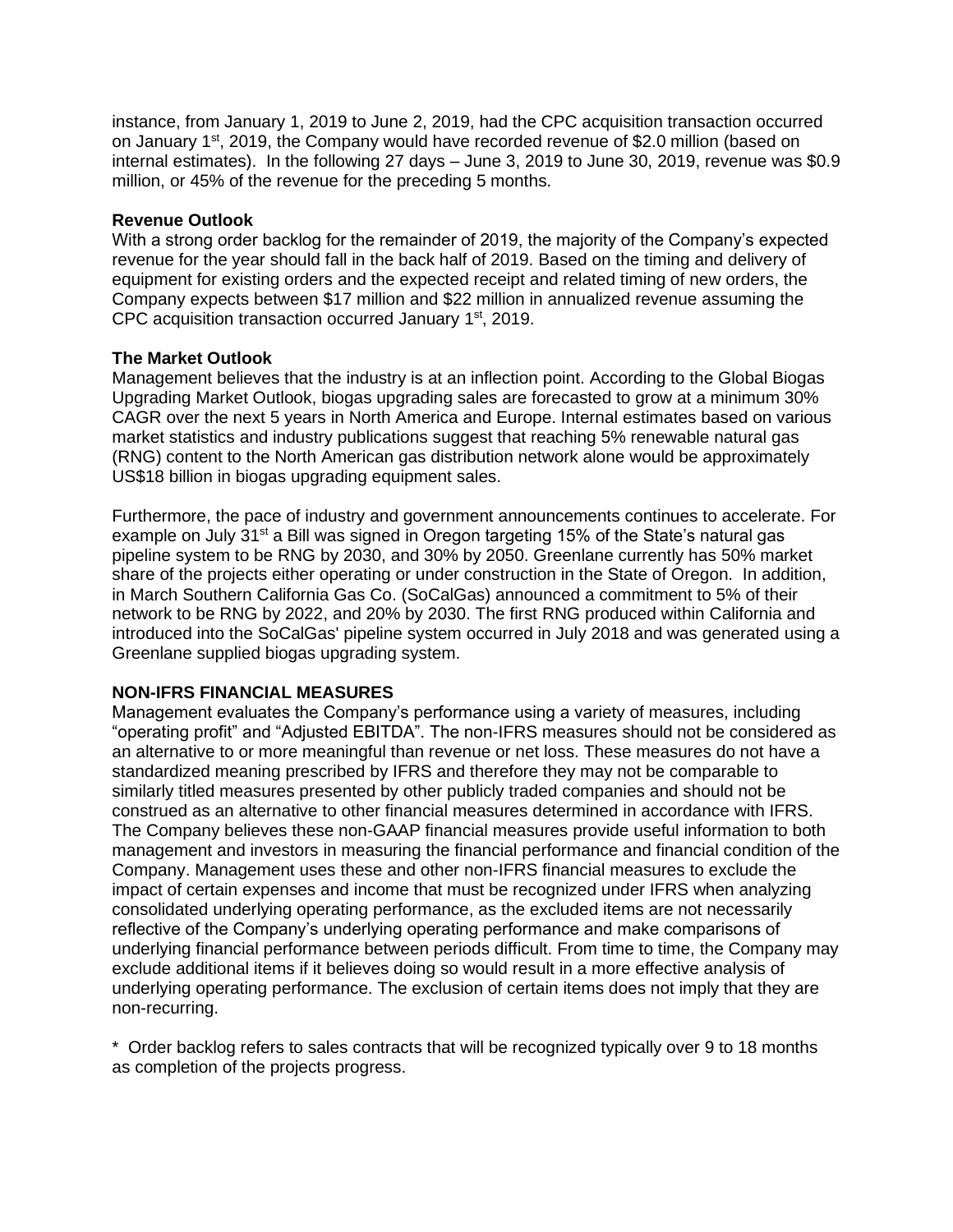instance, from January 1, 2019 to June 2, 2019, had the CPC acquisition transaction occurred on January 1st, 2019, the Company would have recorded revenue of $2.0 million (based on internal estimates). In the following 27 days – June 3, 2019 to June 30, 2019, revenue was $0.9 million, or 45% of the revenue for the preceding 5 months.

**Revenue Outlook**

With a strong order backlog for the remainder of 2019, the majority of the Company's expected revenue for the year should fall in the back half of 2019. Based on the timing and delivery of equipment for existing orders and the expected receipt and related timing of new orders, the Company expects between $17 million and $22 million in annualized revenue assuming the CPC acquisition transaction occurred January 1st, 2019.

**The Market Outlook**

Management believes that the industry is at an inflection point. According to the Global Biogas Upgrading Market Outlook, biogas upgrading sales are forecasted to grow at a minimum 30% CAGR over the next 5 years in North America and Europe. Internal estimates based on various market statistics and industry publications suggest that reaching 5% renewable natural gas (RNG) content to the North American gas distribution network alone would be approximately US$18 billion in biogas upgrading equipment sales.

Furthermore, the pace of industry and government announcements continues to accelerate. For example on July 31st a Bill was signed in Oregon targeting 15% of the State's natural gas pipeline system to be RNG by 2030, and 30% by 2050. Greenlane currently has 50% market share of the projects either operating or under construction in the State of Oregon. In addition, in March Southern California Gas Co. (SoCalGas) announced a commitment to 5% of their network to be RNG by 2022, and 20% by 2030. The first RNG produced within California and introduced into the SoCalGas' pipeline system occurred in July 2018 and was generated using a Greenlane supplied biogas upgrading system.

**NON-IFRS FINANCIAL MEASURES**

Management evaluates the Company's performance using a variety of measures, including "operating profit" and "Adjusted EBITDA". The non-IFRS measures should not be considered as an alternative to or more meaningful than revenue or net loss. These measures do not have a standardized meaning prescribed by IFRS and therefore they may not be comparable to similarly titled measures presented by other publicly traded companies and should not be construed as an alternative to other financial measures determined in accordance with IFRS. The Company believes these non-GAAP financial measures provide useful information to both management and investors in measuring the financial performance and financial condition of the Company. Management uses these and other non-IFRS financial measures to exclude the impact of certain expenses and income that must be recognized under IFRS when analyzing consolidated underlying operating performance, as the excluded items are not necessarily reflective of the Company's underlying operating performance and make comparisons of underlying financial performance between periods difficult. From time to time, the Company may exclude additional items if it believes doing so would result in a more effective analysis of underlying operating performance. The exclusion of certain items does not imply that they are non-recurring.

* Order backlog refers to sales contracts that will be recognized typically over 9 to 18 months as completion of the projects progress.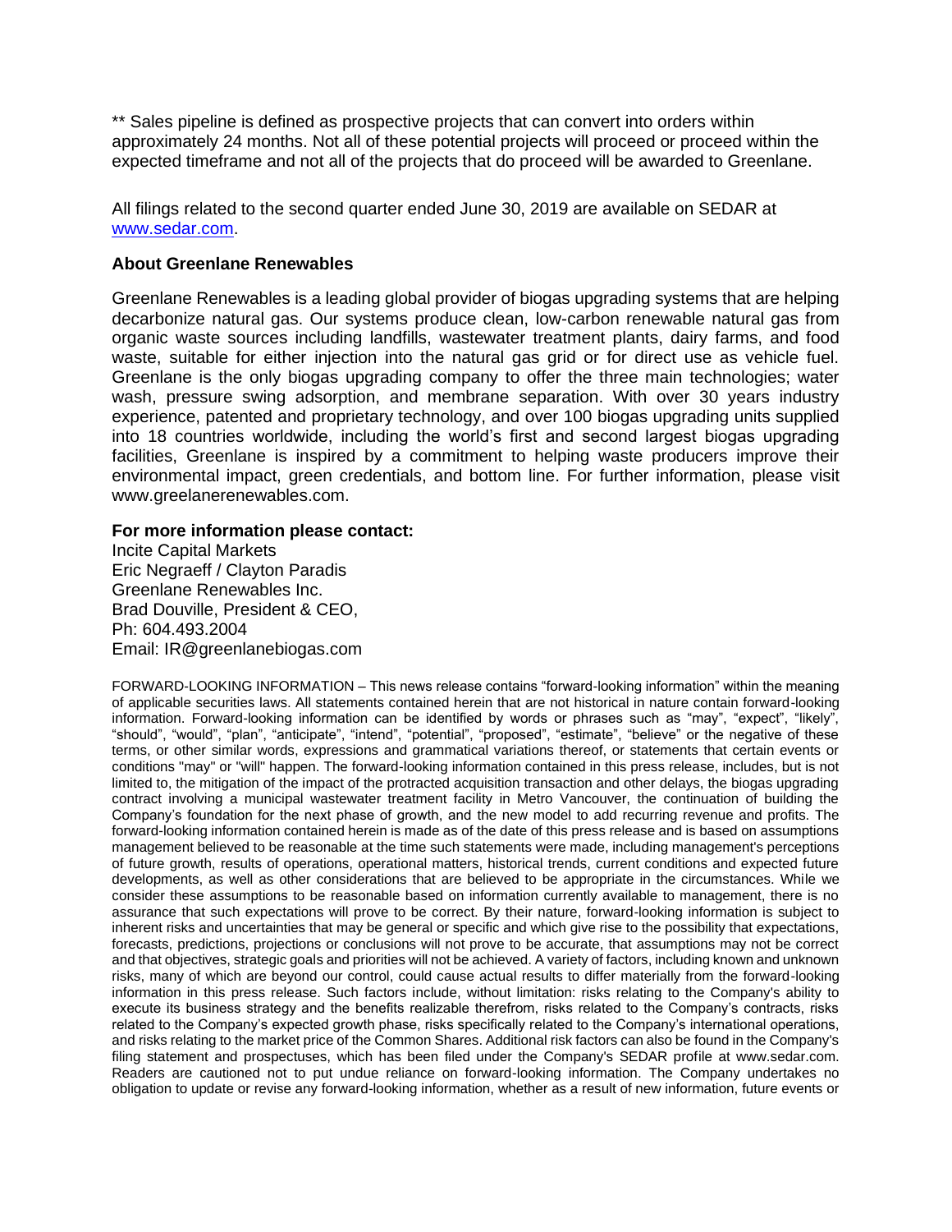** Sales pipeline is defined as prospective projects that can convert into orders within approximately 24 months. Not all of these potential projects will proceed or proceed within the expected timeframe and not all of the projects that do proceed will be awarded to Greenlane.

All filings related to the second quarter ended June 30, 2019 are available on SEDAR at [www.sedar.com](www.sedar.com).

**About Greenlane Renewables**

Greenlane Renewables is a leading global provider of biogas upgrading systems that are helping decarbonize natural gas. Our systems produce clean, low-carbon renewable natural gas from organic waste sources including landfills, wastewater treatment plants, dairy farms, and food waste, suitable for either injection into the natural gas grid or for direct use as vehicle fuel. Greenlane is the only biogas upgrading company to offer the three main technologies; water wash, pressure swing adsorption, and membrane separation. With over 30 years industry experience, patented and proprietary technology, and over 100 biogas upgrading units supplied into 18 countries worldwide, including the world's first and second largest biogas upgrading facilities, Greenlane is inspired by a commitment to helping waste producers improve their environmental impact, green credentials, and bottom line. For further information, please visit www.greelanerenewables.com.

**For more information please contact:**
Incite Capital Markets
Eric Negraeff / Clayton Paradis
Greenlane Renewables Inc.
Brad Douville, President & CEO,
Ph: 604.493.2004
Email: IR@greenlanebiogas.com

FORWARD-LOOKING INFORMATION – This news release contains "forward-looking information" within the meaning of applicable securities laws. All statements contained herein that are not historical in nature contain forward-looking information. Forward-looking information can be identified by words or phrases such as "may", "expect", "likely", "should", "would", "plan", "anticipate", "intend", "potential", "proposed", "estimate", "believe" or the negative of these terms, or other similar words, expressions and grammatical variations thereof, or statements that certain events or conditions "may" or "will" happen. The forward-looking information contained in this press release, includes, but is not limited to, the mitigation of the impact of the protracted acquisition transaction and other delays, the biogas upgrading contract involving a municipal wastewater treatment facility in Metro Vancouver, the continuation of building the Company's foundation for the next phase of growth, and the new model to add recurring revenue and profits. The forward-looking information contained herein is made as of the date of this press release and is based on assumptions management believed to be reasonable at the time such statements were made, including management's perceptions of future growth, results of operations, operational matters, historical trends, current conditions and expected future developments, as well as other considerations that are believed to be appropriate in the circumstances. While we consider these assumptions to be reasonable based on information currently available to management, there is no assurance that such expectations will prove to be correct. By their nature, forward-looking information is subject to inherent risks and uncertainties that may be general or specific and which give rise to the possibility that expectations, forecasts, predictions, projections or conclusions will not prove to be accurate, that assumptions may not be correct and that objectives, strategic goals and priorities will not be achieved. A variety of factors, including known and unknown risks, many of which are beyond our control, could cause actual results to differ materially from the forward-looking information in this press release. Such factors include, without limitation: risks relating to the Company's ability to execute its business strategy and the benefits realizable therefrom, risks related to the Company's contracts, risks related to the Company's expected growth phase, risks specifically related to the Company's international operations, and risks relating to the market price of the Common Shares. Additional risk factors can also be found in the Company's filing statement and prospectuses, which has been filed under the Company's SEDAR profile at www.sedar.com. Readers are cautioned not to put undue reliance on forward-looking information. The Company undertakes no obligation to update or revise any forward-looking information, whether as a result of new information, future events or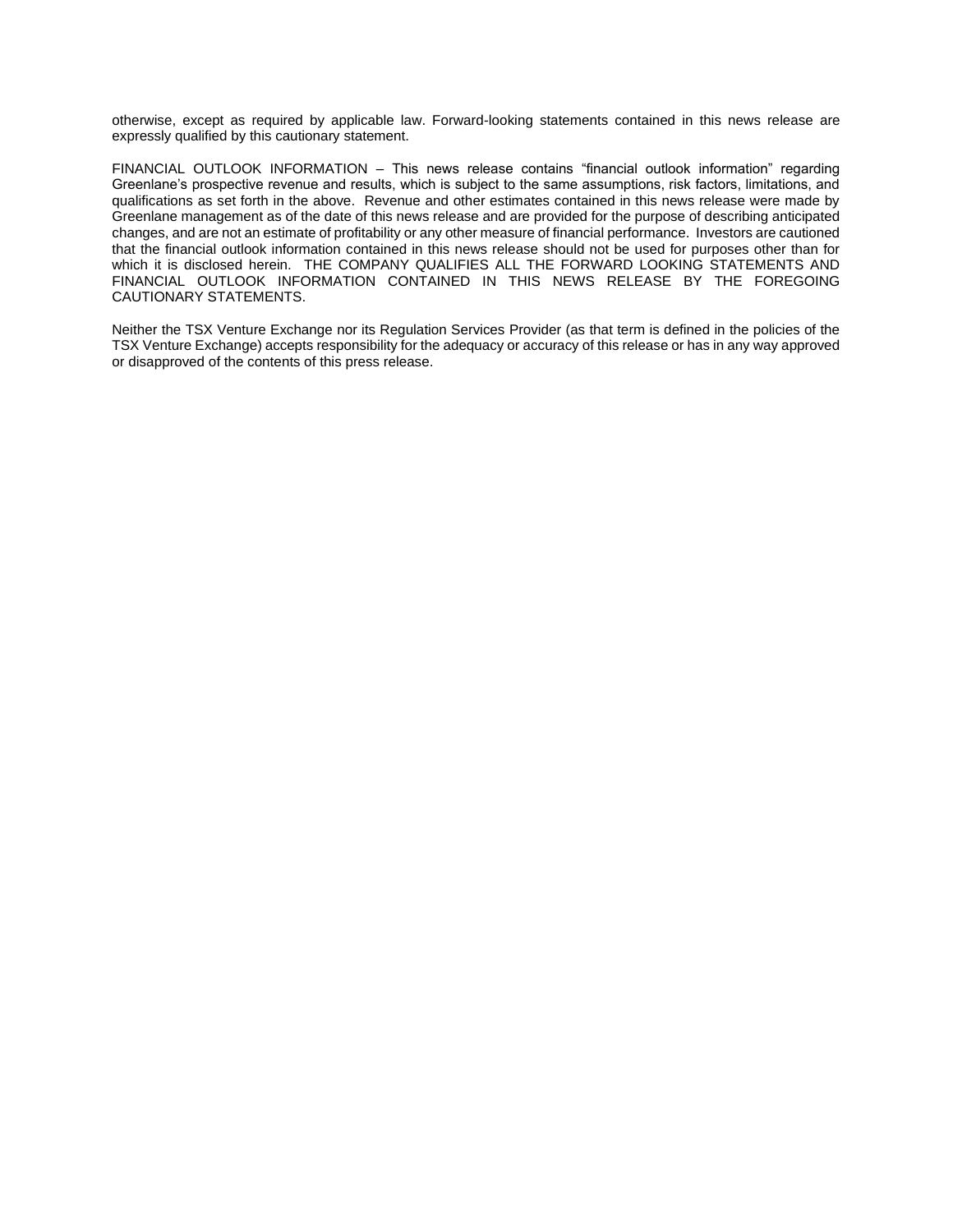otherwise, except as required by applicable law. Forward-looking statements contained in this news release are expressly qualified by this cautionary statement.

FINANCIAL OUTLOOK INFORMATION – This news release contains “financial outlook information” regarding Greenlane’s prospective revenue and results, which is subject to the same assumptions, risk factors, limitations, and qualifications as set forth in the above. Revenue and other estimates contained in this news release were made by Greenlane management as of the date of this news release and are provided for the purpose of describing anticipated changes, and are not an estimate of profitability or any other measure of financial performance. Investors are cautioned that the financial outlook information contained in this news release should not be used for purposes other than for which it is disclosed herein. THE COMPANY QUALIFIES ALL THE FORWARD LOOKING STATEMENTS AND FINANCIAL OUTLOOK INFORMATION CONTAINED IN THIS NEWS RELEASE BY THE FOREGOING CAUTIONARY STATEMENTS.

Neither the TSX Venture Exchange nor its Regulation Services Provider (as that term is defined in the policies of the TSX Venture Exchange) accepts responsibility for the adequacy or accuracy of this release or has in any way approved or disapproved of the contents of this press release.